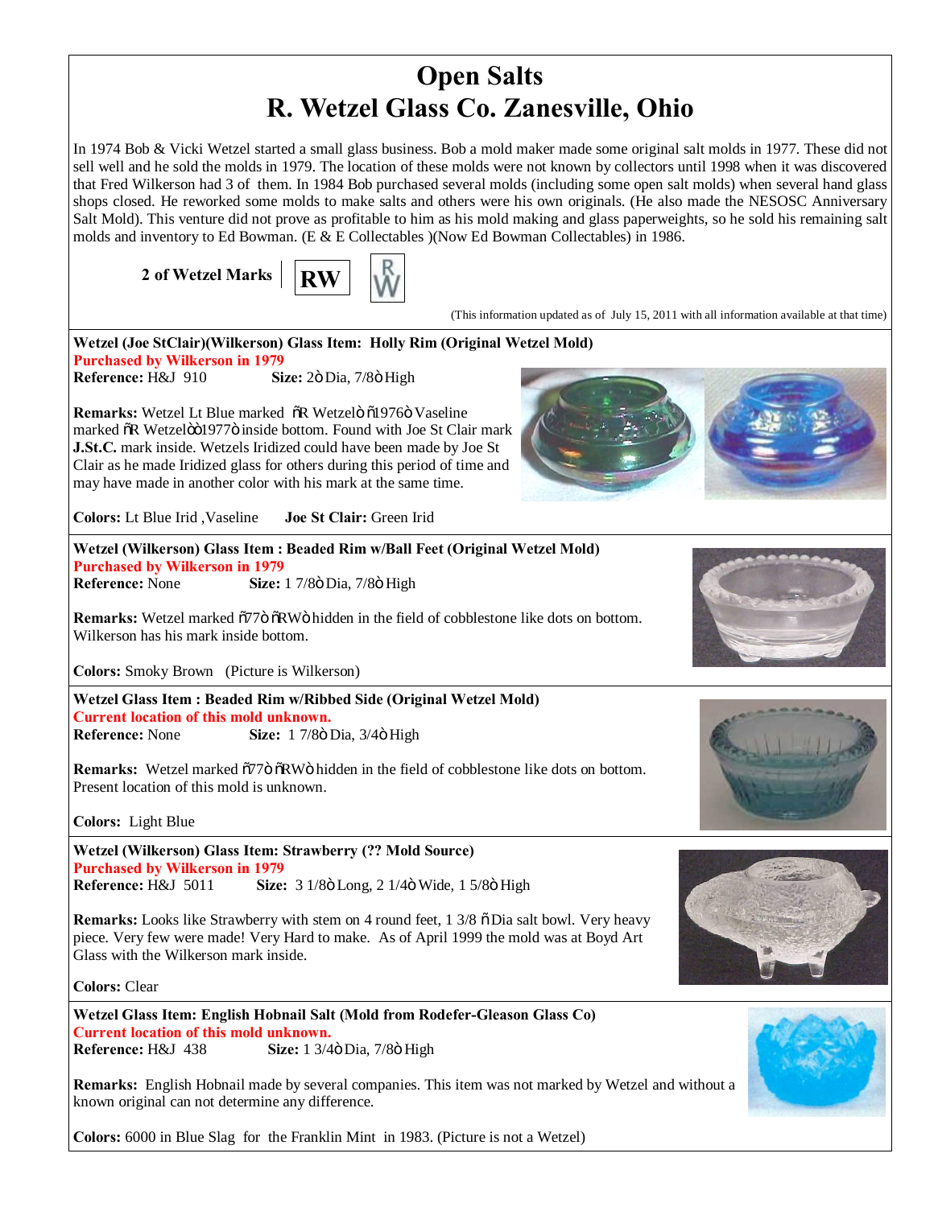# Open Salts
# R. Wetzel Glass Co. Zanesville, Ohio

In 1974 Bob & Vicki Wetzel started a small glass business. Bob a mold maker made some original salt molds in 1977. These did not sell well and he sold the molds in 1979. The location of these molds were not known by collectors until 1998 when it was discovered that Fred Wilkerson had 3 of them. In 1984 Bob purchased several molds (including some open salt molds) when several hand glass shops closed. He reworked some molds to make salts and others were his own originals. (He also made the NESOSC Anniversary Salt Mold). This venture did not prove as profitable to him as his mold making and glass paperweights, so he sold his remaining salt molds and inventory to Ed Bowman. (E & E Collectables )(Now Ed Bowman Collectables) in 1986.

**2 of Wetzel Marks** | **RW** | R W

(This information updated as of July 15, 2011 with all information available at that time)

---

**Wetzel (Joe StClair)(Wilkerson) Glass Item: Holly Rim (Original Wetzel Mold)**
**Purchased by Wilkerson in 1979**
**Reference:** H&J 910 **Size:** 2" Dia, 7/8" High

**Remarks:** Wetzel Lt Blue marked "R Wetzel" "1976" Vaseline marked "R Wetzel""1977" inside bottom. Found with Joe St Clair mark **J.St.C.** mark inside. Wetzels Iridized could have been made by Joe St Clair as he made Iridized glass for others during this period of time and may have made in another color with his mark at the same time.

**Colors:** Lt Blue Irid ,Vaseline **Joe St Clair:** Green Irid

---

**Wetzel (Wilkerson) Glass Item : Beaded Rim w/Ball Feet (Original Wetzel Mold)**
**Purchased by Wilkerson in 1979**
**Reference:** None **Size:** 1 7/8" Dia, 7/8" High

**Remarks:** Wetzel marked "77" "RW" hidden in the field of cobblestone like dots on bottom. Wilkerson has his mark inside bottom.

**Colors:** Smoky Brown (Picture is Wilkerson)

---

**Wetzel Glass Item : Beaded Rim w/Ribbed Side (Original Wetzel Mold)**
**Current location of this mold unknown.**
**Reference:** None **Size:** 1 7/8" Dia, 3/4" High

**Remarks:** Wetzel marked "77" "RW" hidden in the field of cobblestone like dots on bottom. Present location of this mold is unknown.

**Colors:** Light Blue

---

**Wetzel (Wilkerson) Glass Item: Strawberry (?? Mold Source)**
**Purchased by Wilkerson in 1979**
**Reference:** H&J 5011 **Size:** 3 1/8" Long, 2 1/4" Wide, 1 5/8" High

**Remarks:** Looks like Strawberry with stem on 4 round feet, 1 3/8 " Dia salt bowl. Very heavy piece. Very few were made! Very Hard to make. As of April 1999 the mold was at Boyd Art Glass with the Wilkerson mark inside.

**Colors:** Clear

---

**Wetzel Glass Item: English Hobnail Salt (Mold from Rodefer-Gleason Glass Co)**
**Current location of this mold unknown.**
**Reference:** H&J 438 **Size:** 1 3/4" Dia, 7/8" High

**Remarks:** English Hobnail made by several companies. This item was not marked by Wetzel and without a known original can not determine any difference.

**Colors:** 6000 in Blue Slag for the Franklin Mint in 1983. (Picture is not a Wetzel)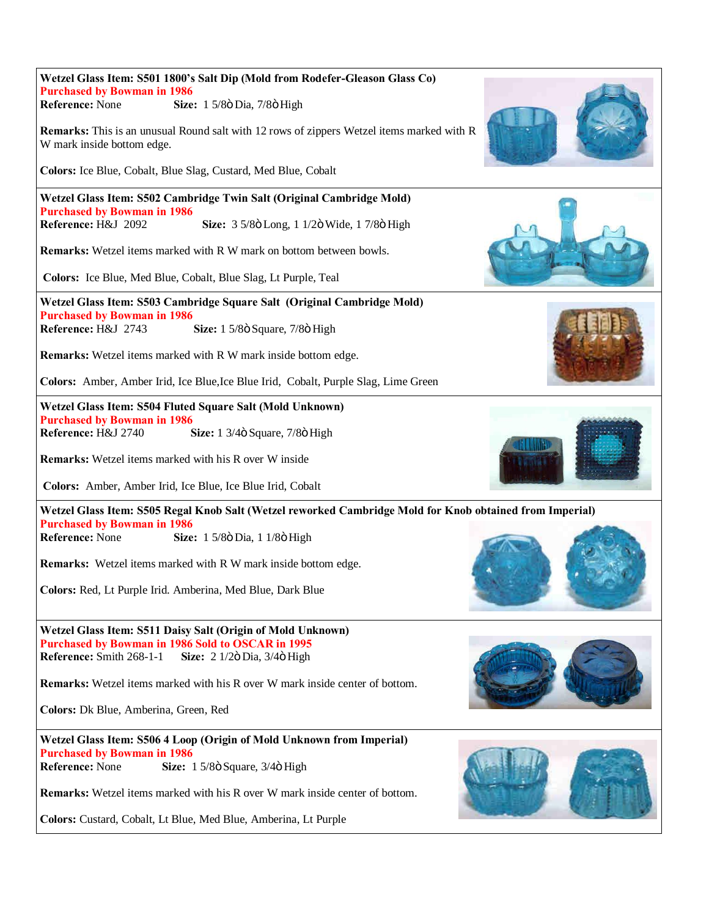**Wetzel Glass Item: S501 1800's Salt Dip (Mold from Rodefer-Gleason Glass Co)**
**Purchased by Bowman in 1986**
**Reference:** None **Size:** 1 5/8ò Dia, 7/8ò High

**Remarks:** This is an unusual Round salt with 12 rows of zippers Wetzel items marked with R W mark inside bottom edge.

**Colors:** Ice Blue, Cobalt, Blue Slag, Custard, Med Blue, Cobalt

---

**Wetzel Glass Item: S502 Cambridge Twin Salt (Original Cambridge Mold)**
**Purchased by Bowman in 1986**
**Reference:** H&J 2092 **Size:** 3 5/8ò Long, 1 1/2ò Wide, 1 7/8ò High

**Remarks:** Wetzel items marked with R W mark on bottom between bowls.

**Colors:** Ice Blue, Med Blue, Cobalt, Blue Slag, Lt Purple, Teal

---

**Wetzel Glass Item: S503 Cambridge Square Salt (Original Cambridge Mold)**
**Purchased by Bowman in 1986**
**Reference:** H&J 2743 **Size:** 1 5/8ò Square, 7/8ò High

**Remarks:** Wetzel items marked with R W mark inside bottom edge.

**Colors:** Amber, Amber Irid, Ice Blue,Ice Blue Irid, Cobalt, Purple Slag, Lime Green

---

**Wetzel Glass Item: S504 Fluted Square Salt (Mold Unknown)**
**Purchased by Bowman in 1986**
**Reference:** H&J 2740 **Size:** 1 3/4ò Square, 7/8ò High

**Remarks:** Wetzel items marked with his R over W inside

**Colors:** Amber, Amber Irid, Ice Blue, Ice Blue Irid, Cobalt

---

**Wetzel Glass Item: S505 Regal Knob Salt (Wetzel reworked Cambridge Mold for Knob obtained from Imperial)**
**Purchased by Bowman in 1986**
**Reference:** None **Size:** 1 5/8ò Dia, 1 1/8ò High

**Remarks:** Wetzel items marked with R W mark inside bottom edge.

**Colors:** Red, Lt Purple Irid. Amberina, Med Blue, Dark Blue

---

**Wetzel Glass Item: S511 Daisy Salt (Origin of Mold Unknown)**
**Purchased by Bowman in 1986 Sold to OSCAR in 1995**
**Reference:** Smith 268-1-1 **Size:** 2 1/2ò Dia, 3/4ò High

**Remarks:** Wetzel items marked with his R over W mark inside center of bottom.

**Colors:** Dk Blue, Amberina, Green, Red

---

**Wetzel Glass Item: S506 4 Loop (Origin of Mold Unknown from Imperial)**
**Purchased by Bowman in 1986**
**Reference:** None **Size:** 1 5/8ò Square, 3/4ò High

**Remarks:** Wetzel items marked with his R over W mark inside center of bottom.

**Colors:** Custard, Cobalt, Lt Blue, Med Blue, Amberina, Lt Purple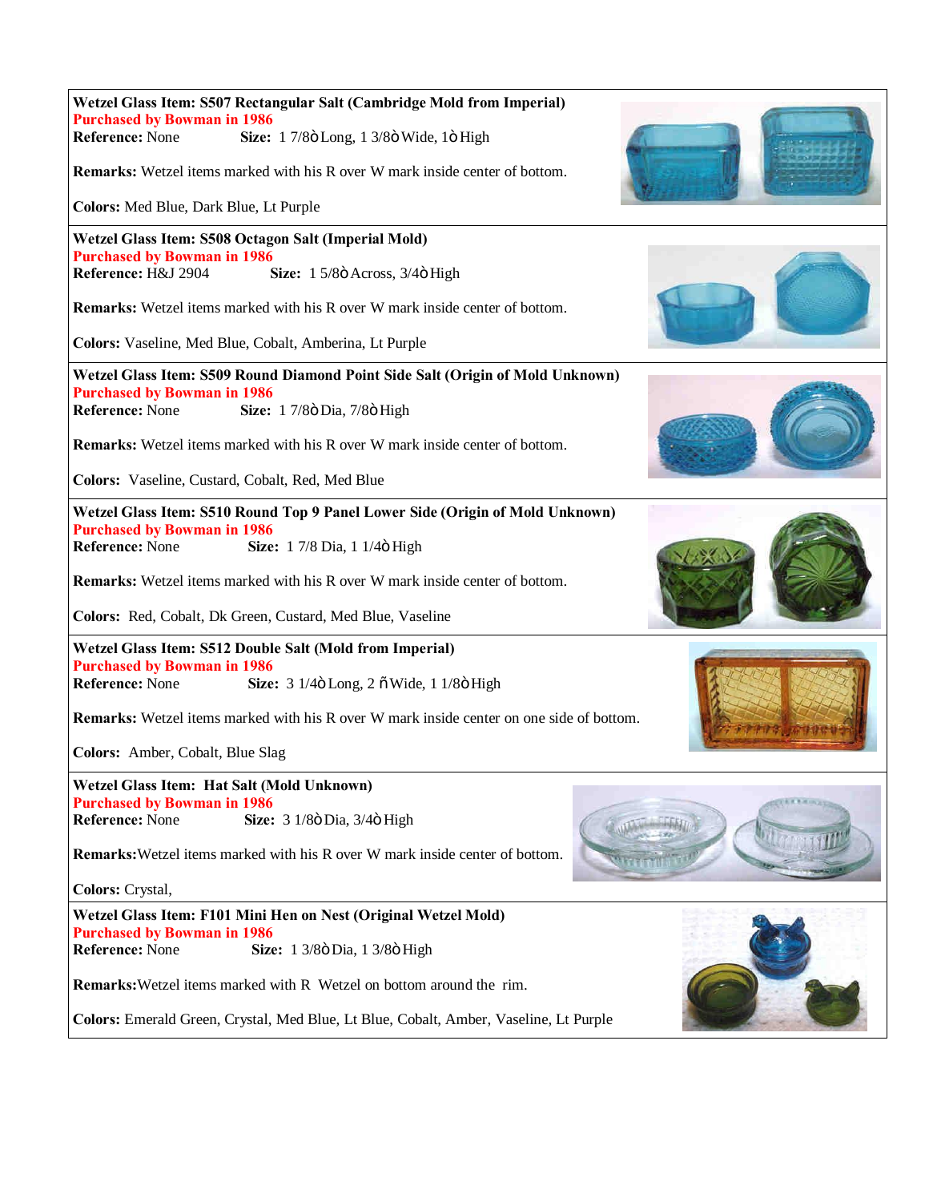**Wetzel Glass Item: S507 Rectangular Salt (Cambridge Mold from Imperial)**
**Purchased by Bowman in 1986**
**Reference:** None **Size:** 1 7/8ò Long, 1 3/8ò Wide, 1ò High

**Remarks:** Wetzel items marked with his R over W mark inside center of bottom.

**Colors:** Med Blue, Dark Blue, Lt Purple

---

**Wetzel Glass Item: S508 Octagon Salt (Imperial Mold)**
**Purchased by Bowman in 1986**
**Reference:** H&J 2904 **Size:** 1 5/8ò Across, 3/4ò High

**Remarks:** Wetzel items marked with his R over W mark inside center of bottom.

**Colors:** Vaseline, Med Blue, Cobalt, Amberina, Lt Purple

---

**Wetzel Glass Item: S509 Round Diamond Point Side Salt (Origin of Mold Unknown)**
**Purchased by Bowman in 1986**
**Reference:** None **Size:** 1 7/8ò Dia, 7/8ò High

**Remarks:** Wetzel items marked with his R over W mark inside center of bottom.

**Colors:** Vaseline, Custard, Cobalt, Red, Med Blue

---

**Wetzel Glass Item: S510 Round Top 9 Panel Lower Side (Origin of Mold Unknown)**
**Purchased by Bowman in 1986**
**Reference:** None **Size:** 1 7/8 Dia, 1 1/4ò High

**Remarks:** Wetzel items marked with his R over W mark inside center of bottom.

**Colors:** Red, Cobalt, Dk Green, Custard, Med Blue, Vaseline

---

**Wetzel Glass Item: S512 Double Salt (Mold from Imperial)**
**Purchased by Bowman in 1986**
**Reference:** None **Size:** 3 1/4ò Long, 2 ñ Wide, 1 1/8ò High

**Remarks:** Wetzel items marked with his R over W mark inside center on one side of bottom.

**Colors:** Amber, Cobalt, Blue Slag

---

**Wetzel Glass Item: Hat Salt (Mold Unknown)**
**Purchased by Bowman in 1986**
**Reference:** None **Size:** 3 1/8ò Dia, 3/4ò High

**Remarks:** Wetzel items marked with his R over W mark inside center of bottom.

**Colors:** Crystal,

---

**Wetzel Glass Item: F101 Mini Hen on Nest (Original Wetzel Mold)**
**Purchased by Bowman in 1986**
**Reference:** None **Size:** 1 3/8ò Dia, 1 3/8ò High

**Remarks:** Wetzel items marked with R Wetzel on bottom around the rim.

**Colors:** Emerald Green, Crystal, Med Blue, Lt Blue, Cobalt, Amber, Vaseline, Lt Purple